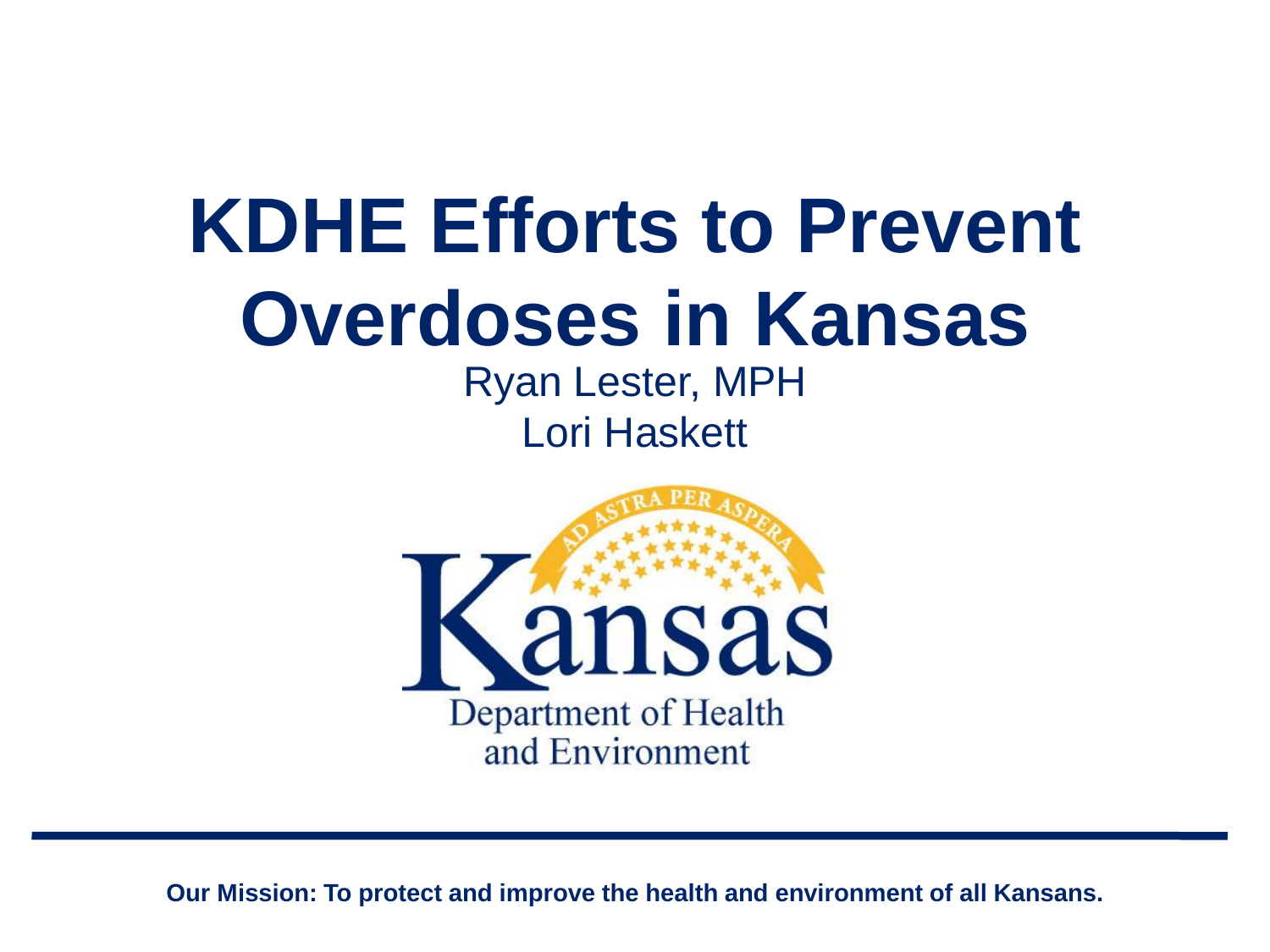# KDHE Efforts to Prevent Overdoses in Kansas

Ryan Lester, MPH

Lori Haskett

Kansas Department of Health and Environment

**Our Mission: To protect and improve the health and environment of all Kansans.**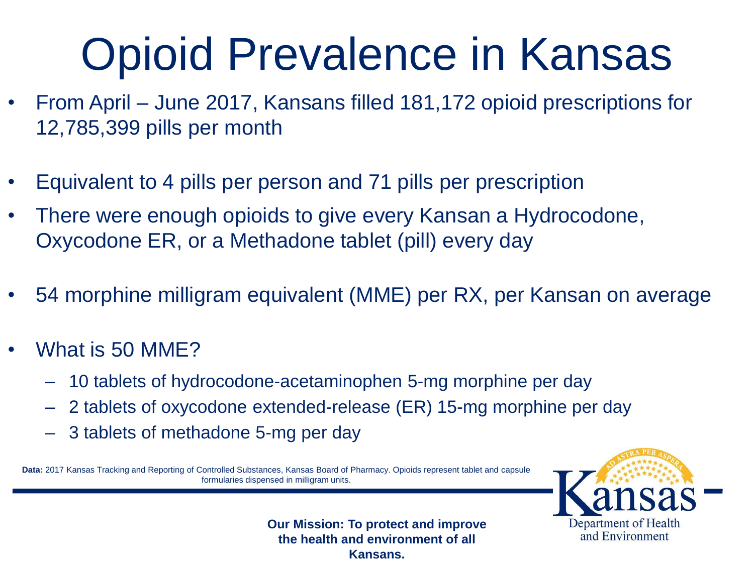# Opioid Prevalence in Kansas

- From April – June 2017, Kansans filled 181,172 opioid prescriptions for 12,785,399 pills per month
- Equivalent to 4 pills per person and 71 pills per prescription
- There were enough opioids to give every Kansan a Hydrocodone, Oxycodone ER, or a Methadone tablet (pill) every day
- 54 morphine milligram equivalent (MME) per RX, per Kansan on average
- What is 50 MME?
  - 10 tablets of hydrocodone-acetaminophen 5-mg morphine per day
  - 2 tablets of oxycodone extended-release (ER) 15-mg morphine per day
  - 3 tablets of methadone 5-mg per day

**Data:** 2017 Kansas Tracking and Reporting of Controlled Substances, Kansas Board of Pharmacy. Opioids represent tablet and capsule formularies dispensed in milligram units.

**Our Mission: To protect and improve the health and environment of all Kansans.**

Kansas Department of Health and Environment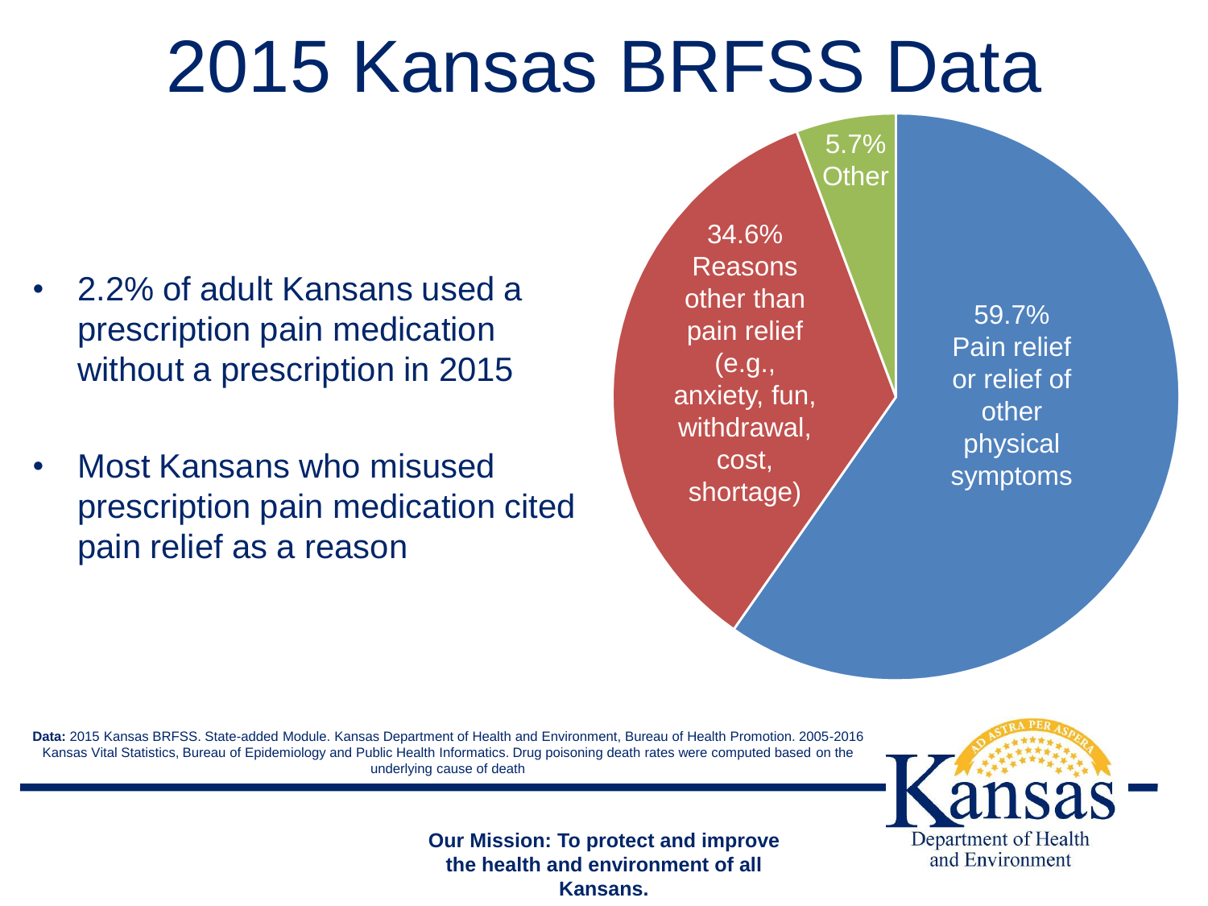# 2015 Kansas BRFSS Data

- 2.2% of adult Kansans used a prescription pain medication without a prescription in 2015
- Most Kansans who misused prescription pain medication cited pain relief as a reason

59.7% Pain relief or relief of other physical symptoms

34.6% Reasons other than pain relief (e.g., anxiety, fun, withdrawal, cost, shortage)

5.7% Other

**Data:** 2015 Kansas BRFSS. State-added Module. Kansas Department of Health and Environment, Bureau of Health Promotion. 2005-2016 Kansas Vital Statistics, Bureau of Epidemiology and Public Health Informatics. Drug poisoning death rates were computed based on the underlying cause of death

**Our Mission: To protect and improve the health and environment of all Kansans.**

Kansas Department of Health and Environment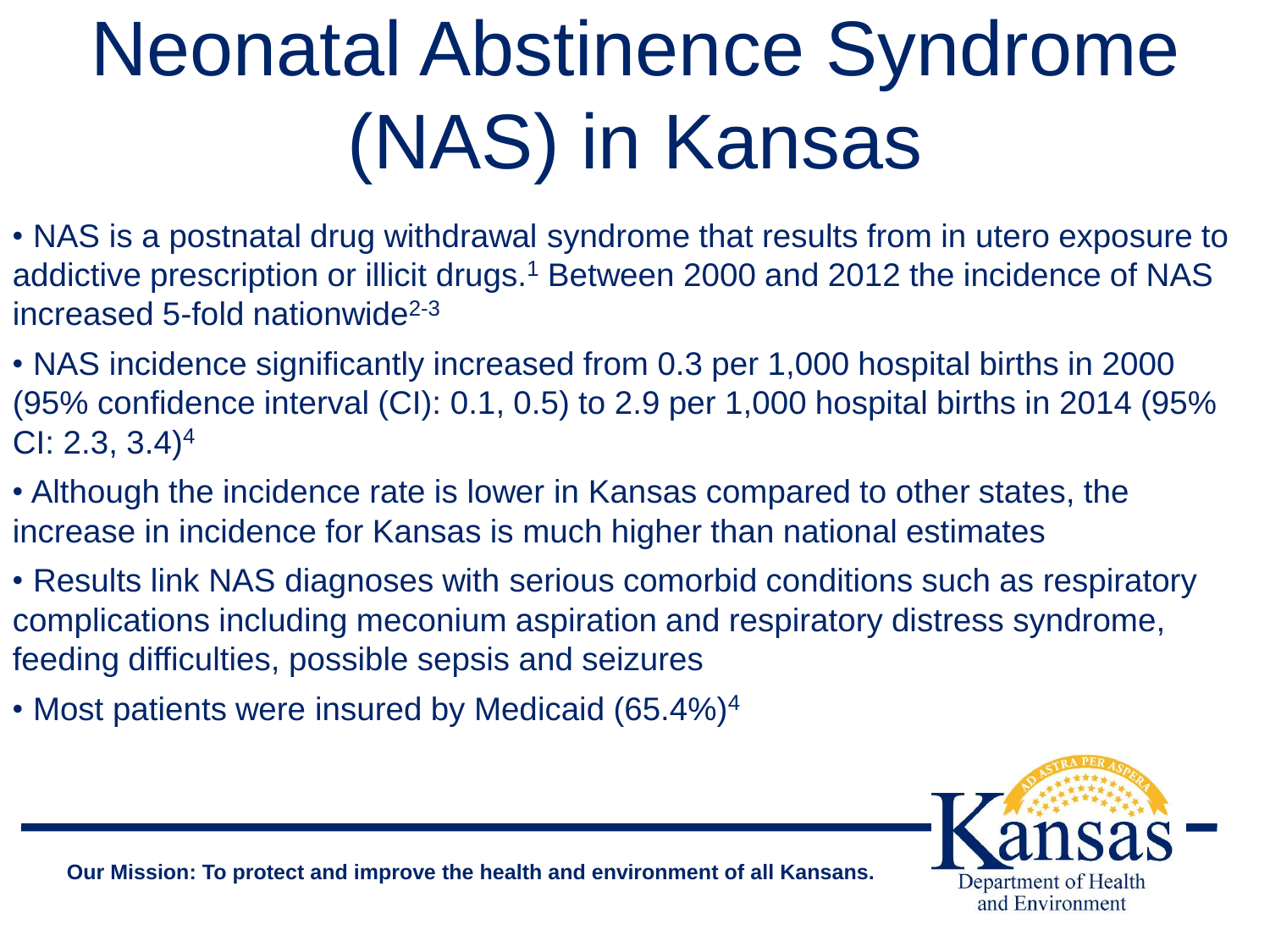# Neonatal Abstinence Syndrome (NAS) in Kansas

- NAS is a postnatal drug withdrawal syndrome that results from in utero exposure to addictive prescription or illicit drugs.[1] Between 2000 and 2012 the incidence of NAS increased 5-fold nationwide[2-3]
- NAS incidence significantly increased from 0.3 per 1,000 hospital births in 2000 (95% confidence interval (CI): 0.1, 0.5) to 2.9 per 1,000 hospital births in 2014 (95% CI: 2.3, 3.4)[4]
- Although the incidence rate is lower in Kansas compared to other states, the increase in incidence for Kansas is much higher than national estimates
- Results link NAS diagnoses with serious comorbid conditions such as respiratory complications including meconium aspiration and respiratory distress syndrome, feeding difficulties, possible sepsis and seizures
- Most patients were insured by Medicaid (65.4%)[4]

**Our Mission: To protect and improve the health and environment of all Kansans.**

Kansas Department of Health and Environment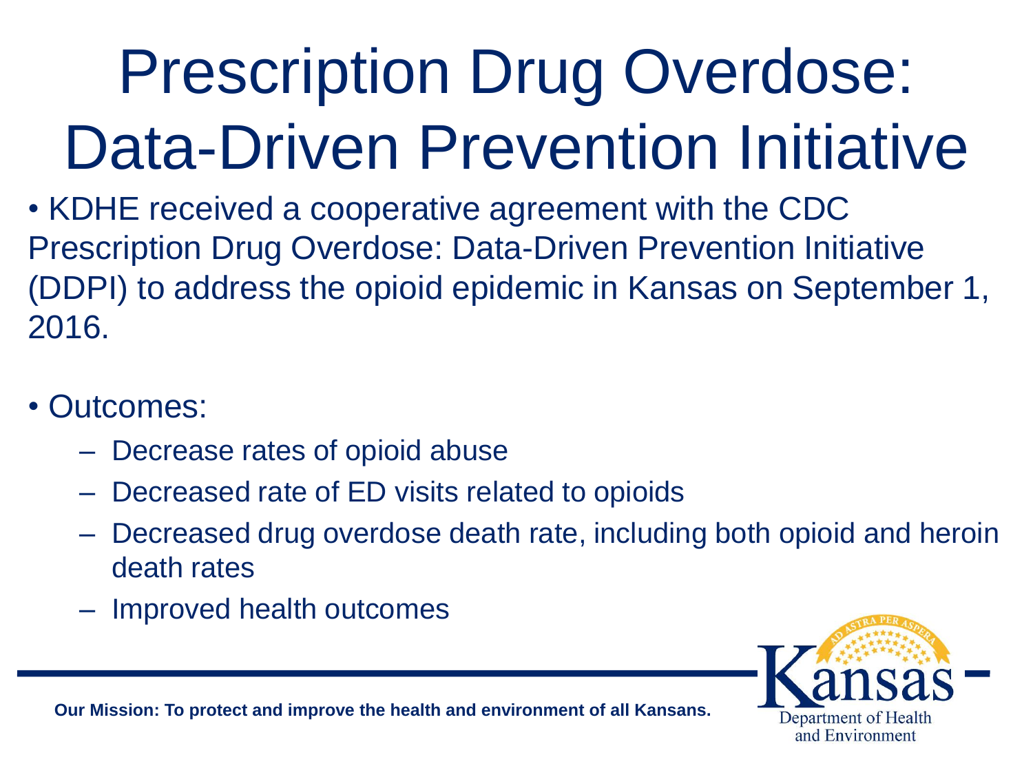# Prescription Drug Overdose: Data-Driven Prevention Initiative

- KDHE received a cooperative agreement with the CDC Prescription Drug Overdose: Data-Driven Prevention Initiative (DDPI) to address the opioid epidemic in Kansas on September 1, 2016.

- Outcomes:
  - Decrease rates of opioid abuse
  - Decreased rate of ED visits related to opioids
  - Decreased drug overdose death rate, including both opioid and heroin death rates
  - Improved health outcomes

**Our Mission: To protect and improve the health and environment of all Kansans.**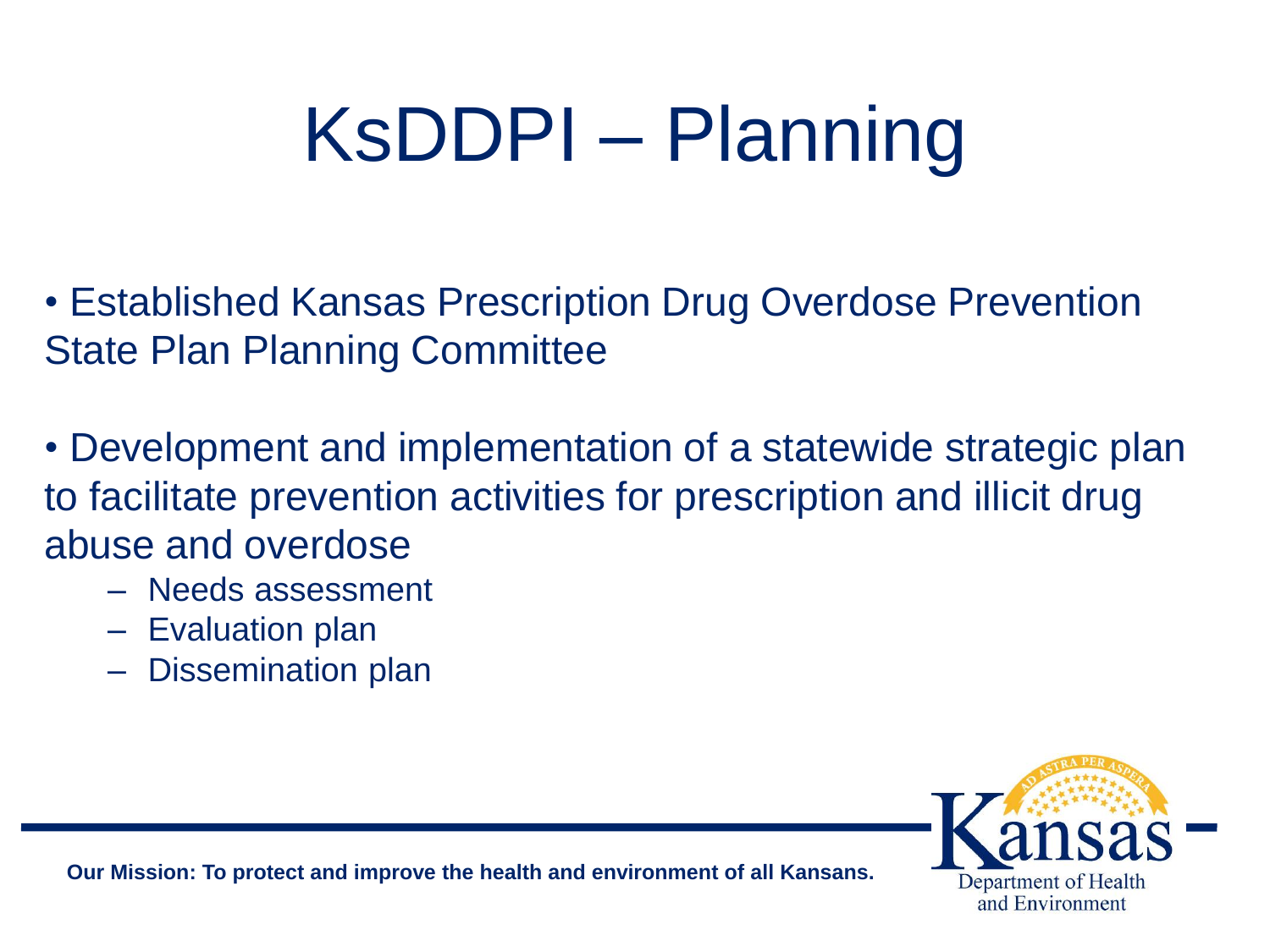# KsDDPI – Planning

- Established Kansas Prescription Drug Overdose Prevention State Plan Planning Committee

- Development and implementation of a statewide strategic plan to facilitate prevention activities for prescription and illicit drug abuse and overdose
  - Needs assessment
  - Evaluation plan
  - Dissemination plan

**Our Mission: To protect and improve the health and environment of all Kansans.**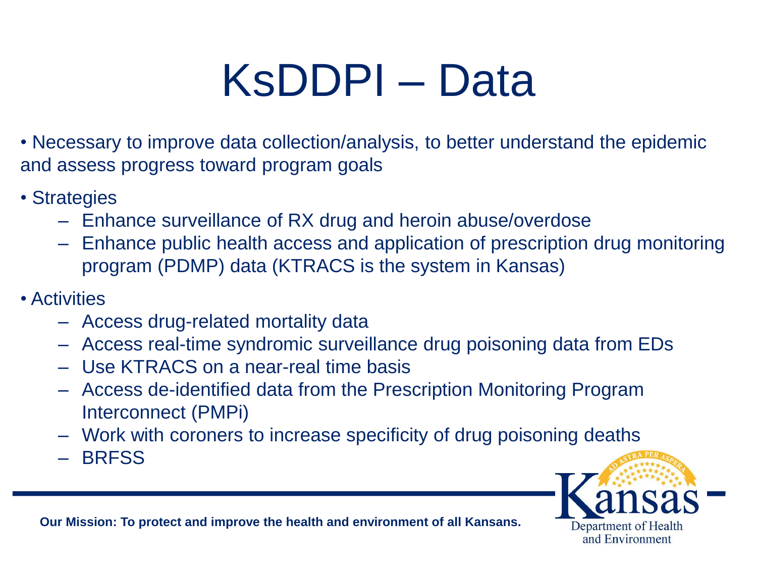# KsDDPI – Data

- Necessary to improve data collection/analysis, to better understand the epidemic and assess progress toward program goals
- Strategies
  - Enhance surveillance of RX drug and heroin abuse/overdose
  - Enhance public health access and application of prescription drug monitoring program (PDMP) data (KTRACS is the system in Kansas)
- Activities
  - Access drug-related mortality data
  - Access real-time syndromic surveillance drug poisoning data from EDs
  - Use KTRACS on a near-real time basis
  - Access de-identified data from the Prescription Monitoring Program Interconnect (PMPi)
  - Work with coroners to increase specificity of drug poisoning deaths
  - BRFSS

**Our Mission: To protect and improve the health and environment of all Kansans.**

Kansas Department of Health and Environment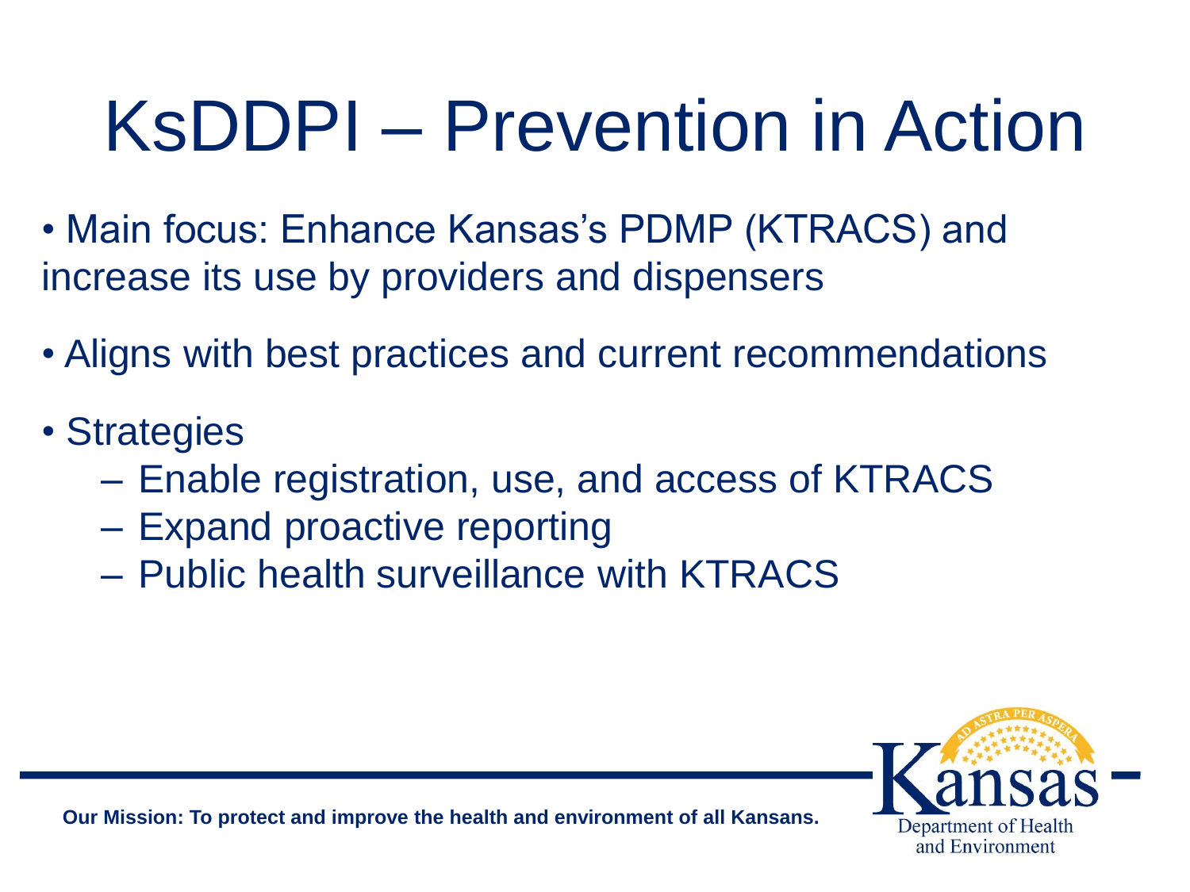# KsDDPI – Prevention in Action

- Main focus: Enhance Kansas's PDMP (KTRACS) and increase its use by providers and dispensers
- Aligns with best practices and current recommendations
- Strategies
  - Enable registration, use, and access of KTRACS
  - Expand proactive reporting
  - Public health surveillance with KTRACS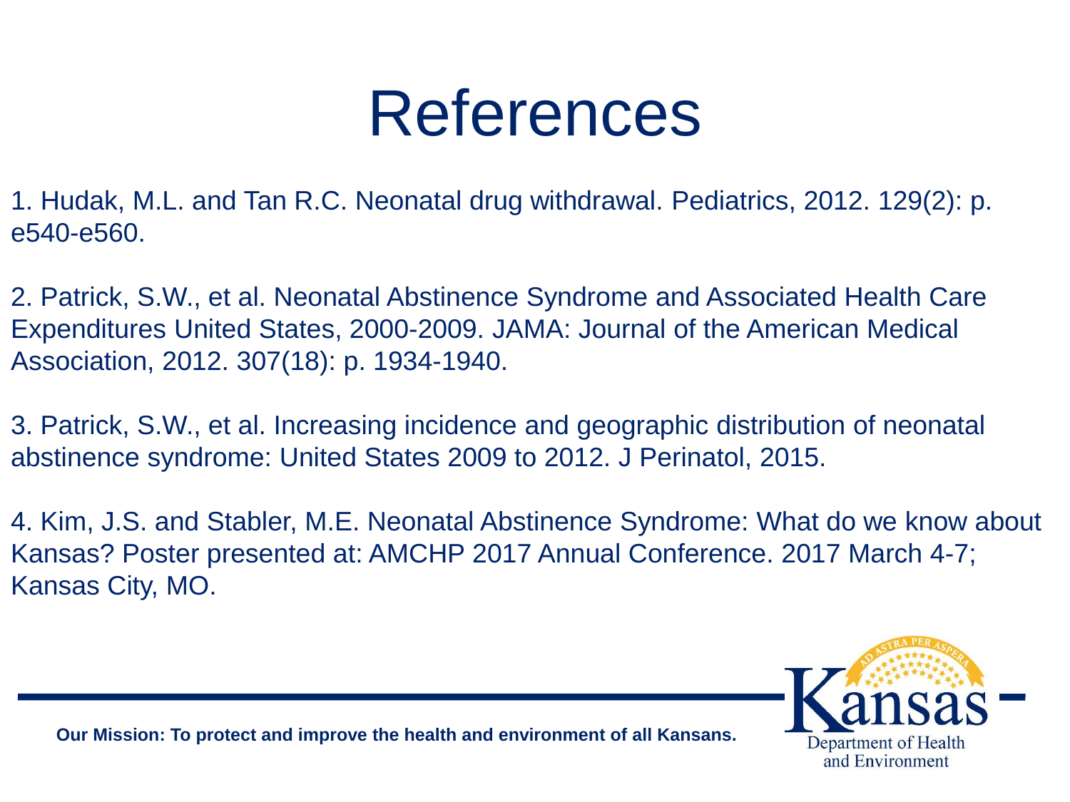# References

1. Hudak, M.L. and Tan R.C. Neonatal drug withdrawal. Pediatrics, 2012. 129(2): p. e540-e560.

2. Patrick, S.W., et al. Neonatal Abstinence Syndrome and Associated Health Care Expenditures United States, 2000-2009. JAMA: Journal of the American Medical Association, 2012. 307(18): p. 1934-1940.

3. Patrick, S.W., et al. Increasing incidence and geographic distribution of neonatal abstinence syndrome: United States 2009 to 2012. J Perinatol, 2015.

4. Kim, J.S. and Stabler, M.E. Neonatal Abstinence Syndrome: What do we know about Kansas? Poster presented at: AMCHP 2017 Annual Conference. 2017 March 4-7; Kansas City, MO.

**Our Mission: To protect and improve the health and environment of all Kansans.**

Kansas Department of Health and Environment